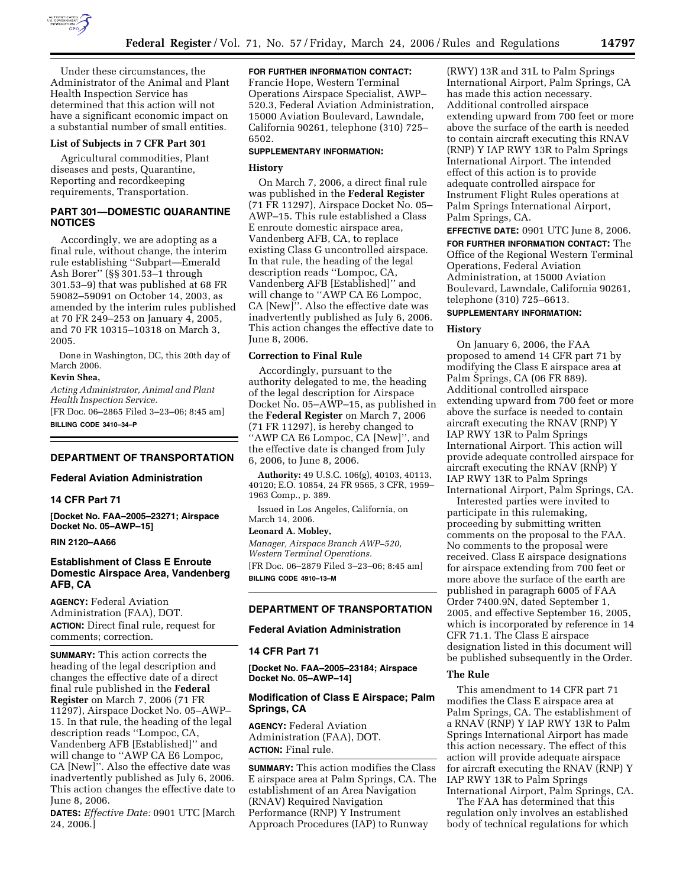Under these circumstances, the Administrator of the Animal and Plant Health Inspection Service has determined that this action will not have a significant economic impact on a substantial number of small entities.

**List of Subjects in 7 CFR Part 301**

Agricultural commodities, Plant diseases and pests, Quarantine, Reporting and recordkeeping requirements, Transportation.

## PART 301—DOMESTIC QUARANTINE NOTICES

Accordingly, we are adopting as a final rule, without change, the interim rule establishing ''Subpart—Emerald Ash Borer'' (§§ 301.53–1 through 301.53–9) that was published at 68 FR 59082–59091 on October 14, 2003, as amended by the interim rules published at 70 FR 249–253 on January 4, 2005, and 70 FR 10315–10318 on March 3, 2005.

Done in Washington, DC, this 20th day of March 2006.

**Kevin Shea,**

*Acting Administrator, Animal and Plant Health Inspection Service.*

[FR Doc. 06–2865 Filed 3–23–06; 8:45 am]

**BILLING CODE 3410–34–P**

---

## DEPARTMENT OF TRANSPORTATION

### Federal Aviation Administration

### 14 CFR Part 71

**[Docket No. FAA–2005–23271; Airspace Docket No. 05–AWP–15]**

**RIN 2120–AA66**

### Establishment of Class E Enroute Domestic Airspace Area, Vandenberg AFB, CA

**AGENCY:** Federal Aviation Administration (FAA), DOT.

**ACTION:** Direct final rule, request for comments; correction.

**SUMMARY:** This action corrects the heading of the legal description and changes the effective date of a direct final rule published in the **Federal Register** on March 7, 2006 (71 FR 11297), Airspace Docket No. 05–AWP–15. In that rule, the heading of the legal description reads ''Lompoc, CA, Vandenberg AFB [Established]'' and will change to ''AWP CA E6 Lompoc, CA [New]''. Also the effective date was inadvertently published as July 6, 2006. This action changes the effective date to June 8, 2006.

**DATES:** *Effective Date:* 0901 UTC [March 24, 2006.]

**FOR FURTHER INFORMATION CONTACT:** Francie Hope, Western Terminal Operations Airspace Specialist, AWP–520.3, Federal Aviation Administration, 15000 Aviation Boulevard, Lawndale, California 90261, telephone (310) 725–6502.

**SUPPLEMENTARY INFORMATION:**

**History**

On March 7, 2006, a direct final rule was published in the **Federal Register** (71 FR 11297), Airspace Docket No. 05–AWP–15. This rule established a Class E enroute domestic airspace area, Vandenberg AFB, CA, to replace existing Class G uncontrolled airspace. In that rule, the heading of the legal description reads ''Lompoc, CA, Vandenberg AFB [Established]'' and will change to ''AWP CA E6 Lompoc, CA [New]''. Also the effective date was inadvertently published as July 6, 2006. This action changes the effective date to June 8, 2006.

**Correction to Final Rule**

Accordingly, pursuant to the authority delegated to me, the heading of the legal description for Airspace Docket No. 05–AWP–15, as published in the **Federal Register** on March 7, 2006 (71 FR 11297), is hereby changed to ''AWP CA E6 Lompoc, CA [New]'', and the effective date is changed from July 6, 2006, to June 8, 2006.

**Authority:** 49 U.S.C. 106(g), 40103, 40113, 40120; E.O. 10854, 24 FR 9565, 3 CFR, 1959–1963 Comp., p. 389.

Issued in Los Angeles, California, on March 14, 2006.

**Leonard A. Mobley,**

*Manager, Airspace Branch AWP–520, Western Terminal Operations.*

[FR Doc. 06–2879 Filed 3–23–06; 8:45 am]

**BILLING CODE 4910–13–M**

---

## DEPARTMENT OF TRANSPORTATION

### Federal Aviation Administration

### 14 CFR Part 71

**[Docket No. FAA–2005–23184; Airspace Docket No. 05–AWP–14]**

### Modification of Class E Airspace; Palm Springs, CA

**AGENCY:** Federal Aviation Administration (FAA), DOT.

**ACTION:** Final rule.

**SUMMARY:** This action modifies the Class E airspace area at Palm Springs, CA. The establishment of an Area Navigation (RNAV) Required Navigation Performance (RNP) Y Instrument Approach Procedures (IAP) to Runway (RWY) 13R and 31L to Palm Springs International Airport, Palm Springs, CA has made this action necessary. Additional controlled airspace extending upward from 700 feet or more above the surface of the earth is needed to contain aircraft executing this RNAV (RNP) Y IAP RWY 13R to Palm Springs International Airport. The intended effect of this action is to provide adequate controlled airspace for Instrument Flight Rules operations at Palm Springs International Airport, Palm Springs, CA.

**EFFECTIVE DATE:** 0901 UTC June 8, 2006.

**FOR FURTHER INFORMATION CONTACT:** The Office of the Regional Western Terminal Operations, Federal Aviation Administration, at 15000 Aviation Boulevard, Lawndale, California 90261, telephone (310) 725–6613.

**SUPPLEMENTARY INFORMATION:**

**History**

On January 6, 2006, the FAA proposed to amend 14 CFR part 71 by modifying the Class E airspace area at Palm Springs, CA (06 FR 889). Additional controlled airspace extending upward from 700 feet or more above the surface is needed to contain aircraft executing the RNAV (RNP) Y IAP RWY 13R to Palm Springs International Airport. This action will provide adequate controlled airspace for aircraft executing the RNAV (RNP) Y IAP RWY 13R to Palm Springs International Airport, Palm Springs, CA.

Interested parties were invited to participate in this rulemaking, proceeding by submitting written comments on the proposal to the FAA. No comments to the proposal were received. Class E airspace designations for airspace extending from 700 feet or more above the surface of the earth are published in paragraph 6005 of FAA Order 7400.9N, dated September 1, 2005, and effective September 16, 2005, which is incorporated by reference in 14 CFR 71.1. The Class E airspace designation listed in this document will be published subsequently in the Order.

**The Rule**

This amendment to 14 CFR part 71 modifies the Class E airspace area at Palm Springs, CA. The establishment of a RNAV (RNP) Y IAP RWY 13R to Palm Springs International Airport has made this action necessary. The effect of this action will provide adequate airspace for aircraft executing the RNAV (RNP) Y IAP RWY 13R to Palm Springs International Airport, Palm Springs, CA.

The FAA has determined that this regulation only involves an established body of technical regulations for which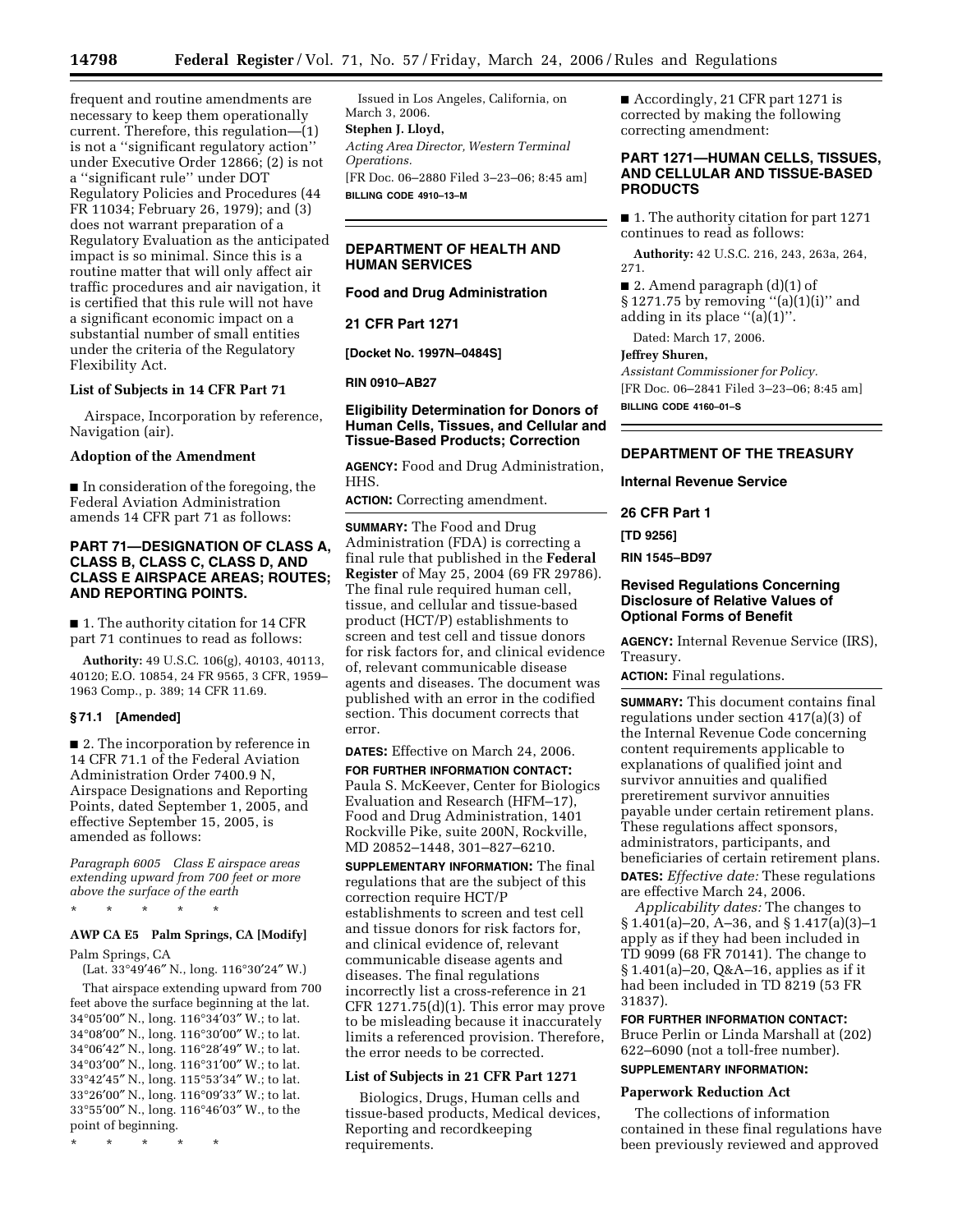frequent and routine amendments are necessary to keep them operationally current. Therefore, this regulation—(1) is not a ''significant regulatory action'' under Executive Order 12866; (2) is not a ''significant rule'' under DOT Regulatory Policies and Procedures (44 FR 11034; February 26, 1979); and (3) does not warrant preparation of a Regulatory Evaluation as the anticipated impact is so minimal. Since this is a routine matter that will only affect air traffic procedures and air navigation, it is certified that this rule will not have a significant economic impact on a substantial number of small entities under the criteria of the Regulatory Flexibility Act.

### List of Subjects in 14 CFR Part 71

Airspace, Incorporation by reference, Navigation (air).

### Adoption of the Amendment

■ In consideration of the foregoing, the Federal Aviation Administration amends 14 CFR part 71 as follows:

## PART 71—DESIGNATION OF CLASS A, CLASS B, CLASS C, CLASS D, AND CLASS E AIRSPACE AREAS; ROUTES; AND REPORTING POINTS.

■ 1. The authority citation for 14 CFR part 71 continues to read as follows:

**Authority:** 49 U.S.C. 106(g), 40103, 40113, 40120; E.O. 10854, 24 FR 9565, 3 CFR, 1959–1963 Comp., p. 389; 14 CFR 11.69.

### § 71.1 [Amended]

■ 2. The incorporation by reference in 14 CFR 71.1 of the Federal Aviation Administration Order 7400.9 N, Airspace Designations and Reporting Points, dated September 1, 2005, and effective September 15, 2005, is amended as follows:

*Paragraph 6005 Class E airspace areas extending upward from 700 feet or more above the surface of the earth*

\* \* \* \* \*

**AWP CA E5 Palm Springs, CA [Modify]**

Palm Springs, CA

(Lat. 33°49′46″ N., long. 116°30′24″ W.)

That airspace extending upward from 700 feet above the surface beginning at the lat. 34°05′00″ N., long. 116°34′03″ W.; to lat. 34°08′00″ N., long. 116°30′00″ W.; to lat. 34°06′42″ N., long. 116°28′49″ W.; to lat. 34°03′00″ N., long. 116°31′00″ W.; to lat. 33°42′45″ N., long. 115°53′34″ W.; to lat. 33°26′00″ N., long. 116°09′33″ W.; to lat. 33°55′00″ N., long. 116°46′03″ W., to the point of beginning.

\* \* \* \* \*

Issued in Los Angeles, California, on March 3, 2006.

**Stephen J. Lloyd,**

*Acting Area Director, Western Terminal Operations.*

[FR Doc. 06–2880 Filed 3–23–06; 8:45 am]

**BILLING CODE 4910–13–M**

---

## DEPARTMENT OF HEALTH AND HUMAN SERVICES

### Food and Drug Administration

### 21 CFR Part 1271

**[Docket No. 1997N–0484S]**

**RIN 0910–AB27**

### Eligibility Determination for Donors of Human Cells, Tissues, and Cellular and Tissue-Based Products; Correction

**AGENCY:** Food and Drug Administration, HHS.

**ACTION:** Correcting amendment.

**SUMMARY:** The Food and Drug Administration (FDA) is correcting a final rule that published in the **Federal Register** of May 25, 2004 (69 FR 29786). The final rule required human cell, tissue, and cellular and tissue-based product (HCT/P) establishments to screen and test cell and tissue donors for risk factors for, and clinical evidence of, relevant communicable disease agents and diseases. The document was published with an error in the codified section. This document corrects that error.

**DATES:** Effective on March 24, 2006.

**FOR FURTHER INFORMATION CONTACT:** Paula S. McKeever, Center for Biologics Evaluation and Research (HFM–17), Food and Drug Administration, 1401 Rockville Pike, suite 200N, Rockville, MD 20852–1448, 301–827–6210.

**SUPPLEMENTARY INFORMATION:** The final regulations that are the subject of this correction require HCT/P establishments to screen and test cell and tissue donors for risk factors for, and clinical evidence of, relevant communicable disease agents and diseases. The final regulations incorrectly list a cross-reference in 21 CFR 1271.75(d)(1). This error may prove to be misleading because it inaccurately limits a referenced provision. Therefore, the error needs to be corrected.

### List of Subjects in 21 CFR Part 1271

Biologics, Drugs, Human cells and tissue-based products, Medical devices, Reporting and recordkeeping requirements.

■ Accordingly, 21 CFR part 1271 is corrected by making the following correcting amendment:

## PART 1271—HUMAN CELLS, TISSUES, AND CELLULAR AND TISSUE-BASED PRODUCTS

■ 1. The authority citation for part 1271 continues to read as follows:

**Authority:** 42 U.S.C. 216, 243, 263a, 264, 271.

■ 2. Amend paragraph (d)(1) of § 1271.75 by removing ''(a)(1)(i)'' and adding in its place ''(a)(1)''.

Dated: March 17, 2006.

**Jeffrey Shuren,**

*Assistant Commissioner for Policy.*

[FR Doc. 06–2841 Filed 3–23–06; 8:45 am]

**BILLING CODE 4160–01–S**

---

## DEPARTMENT OF THE TREASURY

### Internal Revenue Service

### 26 CFR Part 1

**[TD 9256]**

**RIN 1545–BD97**

### Revised Regulations Concerning Disclosure of Relative Values of Optional Forms of Benefit

**AGENCY:** Internal Revenue Service (IRS), Treasury.

**ACTION:** Final regulations.

**SUMMARY:** This document contains final regulations under section 417(a)(3) of the Internal Revenue Code concerning content requirements applicable to explanations of qualified joint and survivor annuities and qualified preretirement survivor annuities payable under certain retirement plans. These regulations affect sponsors, administrators, participants, and beneficiaries of certain retirement plans.

**DATES:** *Effective date:* These regulations are effective March 24, 2006.

*Applicability dates:* The changes to § 1.401(a)–20, A–36, and § 1.417(a)(3)–1 apply as if they had been included in TD 9099 (68 FR 70141). The change to § 1.401(a)–20, Q&A–16, applies as if it had been included in TD 8219 (53 FR 31837).

**FOR FURTHER INFORMATION CONTACT:** Bruce Perlin or Linda Marshall at (202) 622–6090 (not a toll-free number).

**SUPPLEMENTARY INFORMATION:**

### Paperwork Reduction Act

The collections of information contained in these final regulations have been previously reviewed and approved